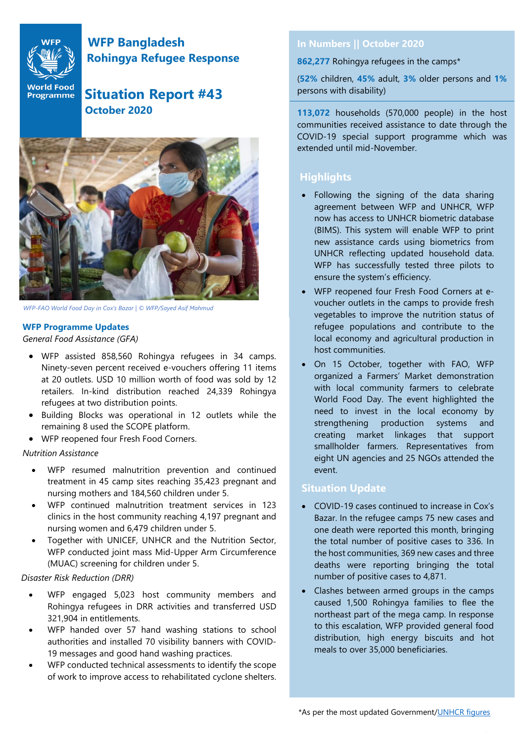# WFP Bangladesh
## Rohingya Refugee Response

# Situation Report #43
## October 2020

*WFP-FAO World Food Day in Cox's Bazar | © WFP/Sayed Asif Mahmud*

### WFP Programme Updates

*General Food Assistance (GFA)*

- WFP assisted 858,560 Rohingya refugees in 34 camps. Ninety-seven percent received e-vouchers offering 11 items at 20 outlets. USD 10 million worth of food was sold by 12 retailers. In-kind distribution reached 24,339 Rohingya refugees at two distribution points.
- Building Blocks was operational in 12 outlets while the remaining 8 used the SCOPE platform.
- WFP reopened four Fresh Food Corners.

*Nutrition Assistance*

- WFP resumed malnutrition prevention and continued treatment in 45 camp sites reaching 35,423 pregnant and nursing mothers and 184,560 children under 5.
- WFP continued malnutrition treatment services in 123 clinics in the host community reaching 4,197 pregnant and nursing women and 6,479 children under 5.
- Together with UNICEF, UNHCR and the Nutrition Sector, WFP conducted joint mass Mid-Upper Arm Circumference (MUAC) screening for children under 5.

*Disaster Risk Reduction (DRR)*

- WFP engaged 5,023 host community members and Rohingya refugees in DRR activities and transferred USD 321,904 in entitlements.
- WFP handed over 57 hand washing stations to school authorities and installed 70 visibility banners with COVID-19 messages and good hand washing practices.
- WFP conducted technical assessments to identify the scope of work to improve access to rehabilitated cyclone shelters.

### In Numbers || October 2020

**862,277** Rohingya refugees in the camps*

(**52%** children, **45%** adult, **3%** older persons and **1%** persons with disability)

**113,072** households (570,000 people) in the host communities received assistance to date through the COVID-19 special support programme which was extended until mid-November.

### Highlights

- Following the signing of the data sharing agreement between WFP and UNHCR, WFP now has access to UNHCR biometric database (BIMS). This system will enable WFP to print new assistance cards using biometrics from UNHCR reflecting updated household data. WFP has successfully tested three pilots to ensure the system's efficiency.
- WFP reopened four Fresh Food Corners at e-voucher outlets in the camps to provide fresh vegetables to improve the nutrition status of refugee populations and contribute to the local economy and agricultural production in host communities.
- On 15 October, together with FAO, WFP organized a Farmers' Market demonstration with local community farmers to celebrate World Food Day. The event highlighted the need to invest in the local economy by strengthening production systems and creating market linkages that support smallholder farmers. Representatives from eight UN agencies and 25 NGOs attended the event.

### Situation Update

- COVID-19 cases continued to increase in Cox's Bazar. In the refugee camps 75 new cases and one death were reported this month, bringing the total number of positive cases to 336. In the host communities, 369 new cases and three deaths were reporting bringing the total number of positive cases to 4,871.
- Clashes between armed groups in the camps caused 1,500 Rohingya families to flee the northeast part of the mega camp. In response to this escalation, WFP provided general food distribution, high energy biscuits and hot meals to over 35,000 beneficiaries.

*As per the most updated Government/UNHCR figures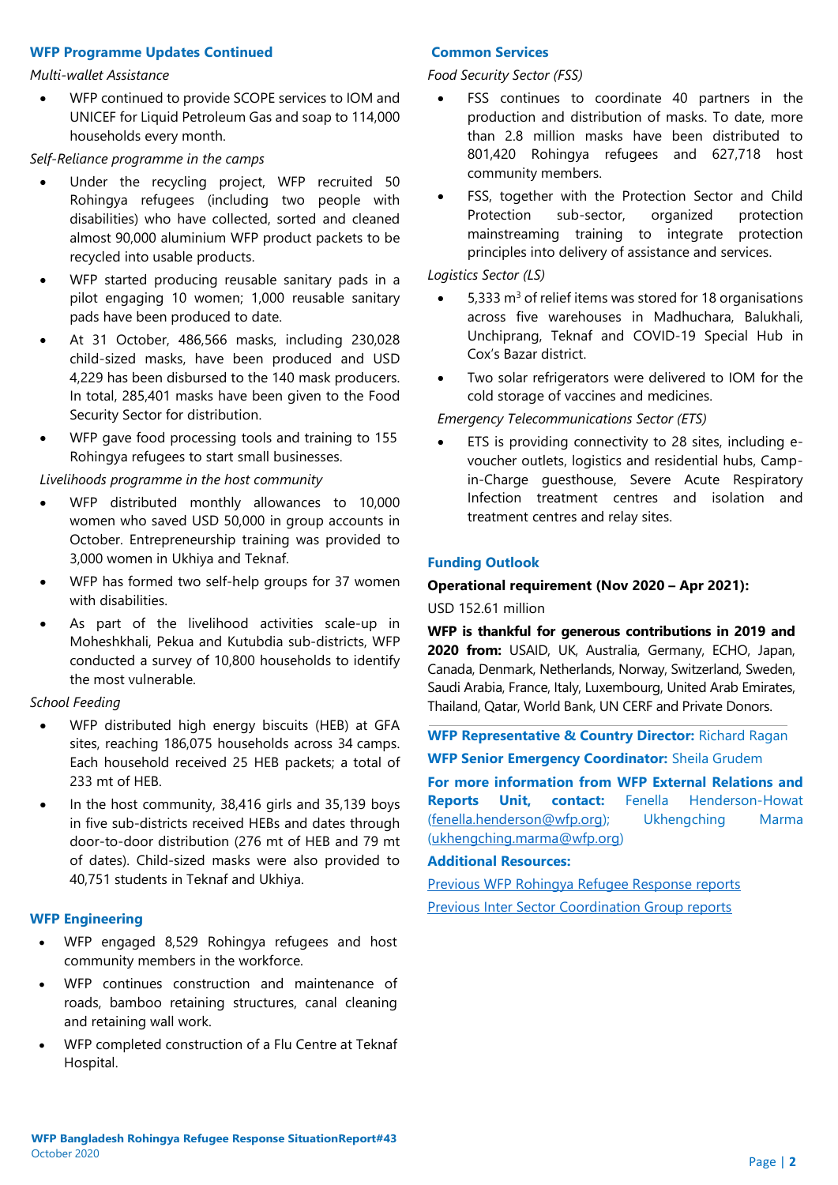## WFP Programme Updates Continued

*Multi-wallet Assistance*

- WFP continued to provide SCOPE services to IOM and UNICEF for Liquid Petroleum Gas and soap to 114,000 households every month.

*Self-Reliance programme in the camps*

- Under the recycling project, WFP recruited 50 Rohingya refugees (including two people with disabilities) who have collected, sorted and cleaned almost 90,000 aluminium WFP product packets to be recycled into usable products.
- WFP started producing reusable sanitary pads in a pilot engaging 10 women; 1,000 reusable sanitary pads have been produced to date.
- At 31 October, 486,566 masks, including 230,028 child-sized masks, have been produced and USD 4,229 has been disbursed to the 140 mask producers. In total, 285,401 masks have been given to the Food Security Sector for distribution.
- WFP gave food processing tools and training to 155 Rohingya refugees to start small businesses.

*Livelihoods programme in the host community*

- WFP distributed monthly allowances to 10,000 women who saved USD 50,000 in group accounts in October. Entrepreneurship training was provided to 3,000 women in Ukhiya and Teknaf.
- WFP has formed two self-help groups for 37 women with disabilities.
- As part of the livelihood activities scale-up in Moheshkhali, Pekua and Kutubdia sub-districts, WFP conducted a survey of 10,800 households to identify the most vulnerable.

*School Feeding*

- WFP distributed high energy biscuits (HEB) at GFA sites, reaching 186,075 households across 34 camps. Each household received 25 HEB packets; a total of 233 mt of HEB.
- In the host community, 38,416 girls and 35,139 boys in five sub-districts received HEBs and dates through door-to-door distribution (276 mt of HEB and 79 mt of dates). Child-sized masks were also provided to 40,751 students in Teknaf and Ukhiya.

## WFP Engineering

- WFP engaged 8,529 Rohingya refugees and host community members in the workforce.
- WFP continues construction and maintenance of roads, bamboo retaining structures, canal cleaning and retaining wall work.
- WFP completed construction of a Flu Centre at Teknaf Hospital.

## Common Services

*Food Security Sector (FSS)*

- FSS continues to coordinate 40 partners in the production and distribution of masks. To date, more than 2.8 million masks have been distributed to 801,420 Rohingya refugees and 627,718 host community members.
- FSS, together with the Protection Sector and Child Protection sub-sector, organized protection mainstreaming training to integrate protection principles into delivery of assistance and services.

*Logistics Sector (LS)*

- 5,333 $m^3$ of relief items was stored for 18 organisations across five warehouses in Madhuchara, Balukhali, Unchiprang, Teknaf and COVID-19 Special Hub in Cox's Bazar district.
- Two solar refrigerators were delivered to IOM for the cold storage of vaccines and medicines.

*Emergency Telecommunications Sector (ETS)*

- ETS is providing connectivity to 28 sites, including e-voucher outlets, logistics and residential hubs, Camp-in-Charge guesthouse, Severe Acute Respiratory Infection treatment centres and isolation and treatment centres and relay sites.

## Funding Outlook

**Operational requirement (Nov 2020 – Apr 2021):**

USD 152.61 million

**WFP is thankful for generous contributions in 2019 and 2020 from:** USAID, UK, Australia, Germany, ECHO, Japan, Canada, Denmark, Netherlands, Norway, Switzerland, Sweden, Saudi Arabia, France, Italy, Luxembourg, United Arab Emirates, Thailand, Qatar, World Bank, UN CERF and Private Donors.

**WFP Representative & Country Director:** Richard Ragan

**WFP Senior Emergency Coordinator:** Sheila Grudem

**For more information from WFP External Relations and Reports Unit, contact:** Fenella Henderson-Howat (fenella.henderson@wfp.org); Ukhengching Marma (ukhengching.marma@wfp.org)

**Additional Resources:**

[Previous WFP Rohingya Refugee Response reports]()

[Previous Inter Sector Coordination Group reports]()